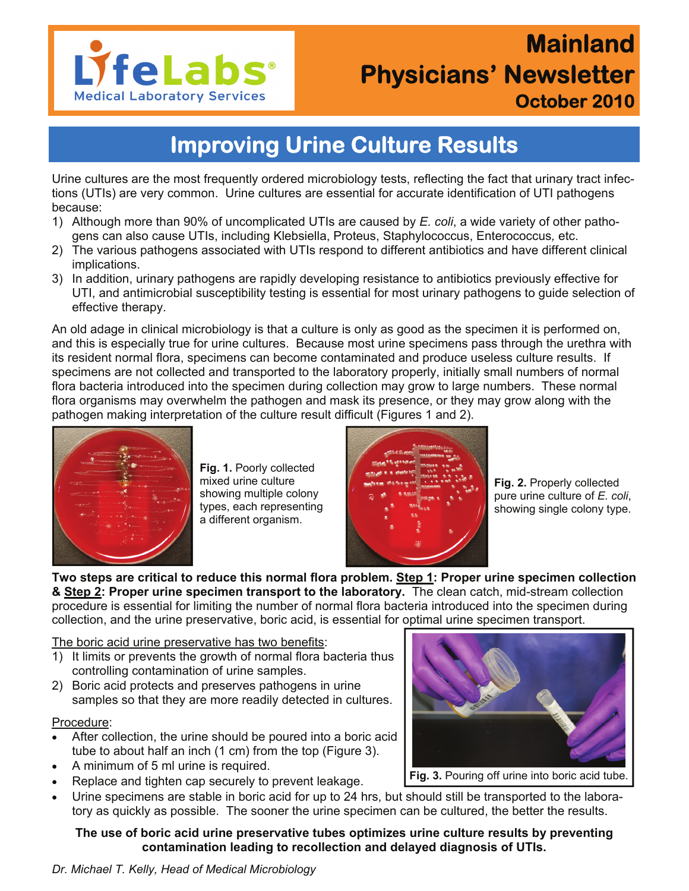# Mainland Physicians' Newsletter

**October 2010**

## Improving Urine Culture Results

Urine cultures are the most frequently ordered microbiology tests, reflecting the fact that urinary tract infections (UTIs) are very common. Urine cultures are essential for accurate identification of UTI pathogens because:

1) Although more than 90% of uncomplicated UTIs are caused by *E. coli*, a wide variety of other pathogens can also cause UTIs, including Klebsiella, Proteus, Staphylococcus, Enterococcus, etc.
2) The various pathogens associated with UTIs respond to different antibiotics and have different clinical implications.
3) In addition, urinary pathogens are rapidly developing resistance to antibiotics previously effective for UTI, and antimicrobial susceptibility testing is essential for most urinary pathogens to guide selection of effective therapy.

An old adage in clinical microbiology is that a culture is only as good as the specimen it is performed on, and this is especially true for urine cultures. Because most urine specimens pass through the urethra with its resident normal flora, specimens can become contaminated and produce useless culture results. If specimens are not collected and transported to the laboratory properly, initially small numbers of normal flora bacteria introduced into the specimen during collection may grow to large numbers. These normal flora organisms may overwhelm the pathogen and mask its presence, or they may grow along with the pathogen making interpretation of the culture result difficult (Figures 1 and 2).

**Fig. 1.** Poorly collected mixed urine culture showing multiple colony types, each representing a different organism.

**Fig. 2.** Properly collected pure urine culture of *E. coli*, showing single colony type.

**Two steps are critical to reduce this normal flora problem. Step 1: Proper urine specimen collection & Step 2: Proper urine specimen transport to the laboratory.** The clean catch, mid-stream collection procedure is essential for limiting the number of normal flora bacteria introduced into the specimen during collection, and the urine preservative, boric acid, is essential for optimal urine specimen transport.

The boric acid urine preservative has two benefits:

1) It limits or prevents the growth of normal flora bacteria thus controlling contamination of urine samples.
2) Boric acid protects and preserves pathogens in urine samples so that they are more readily detected in cultures.

Procedure:

- After collection, the urine should be poured into a boric acid tube to about half an inch (1 cm) from the top (Figure 3).
- A minimum of 5 ml urine is required.
- Replace and tighten cap securely to prevent leakage.
- Urine specimens are stable in boric acid for up to 24 hrs, but should still be transported to the laboratory as quickly as possible. The sooner the urine specimen can be cultured, the better the results.

**Fig. 3.** Pouring off urine into boric acid tube.

**The use of boric acid urine preservative tubes optimizes urine culture results by preventing contamination leading to recollection and delayed diagnosis of UTIs.**

*Dr. Michael T. Kelly, Head of Medical Microbiology*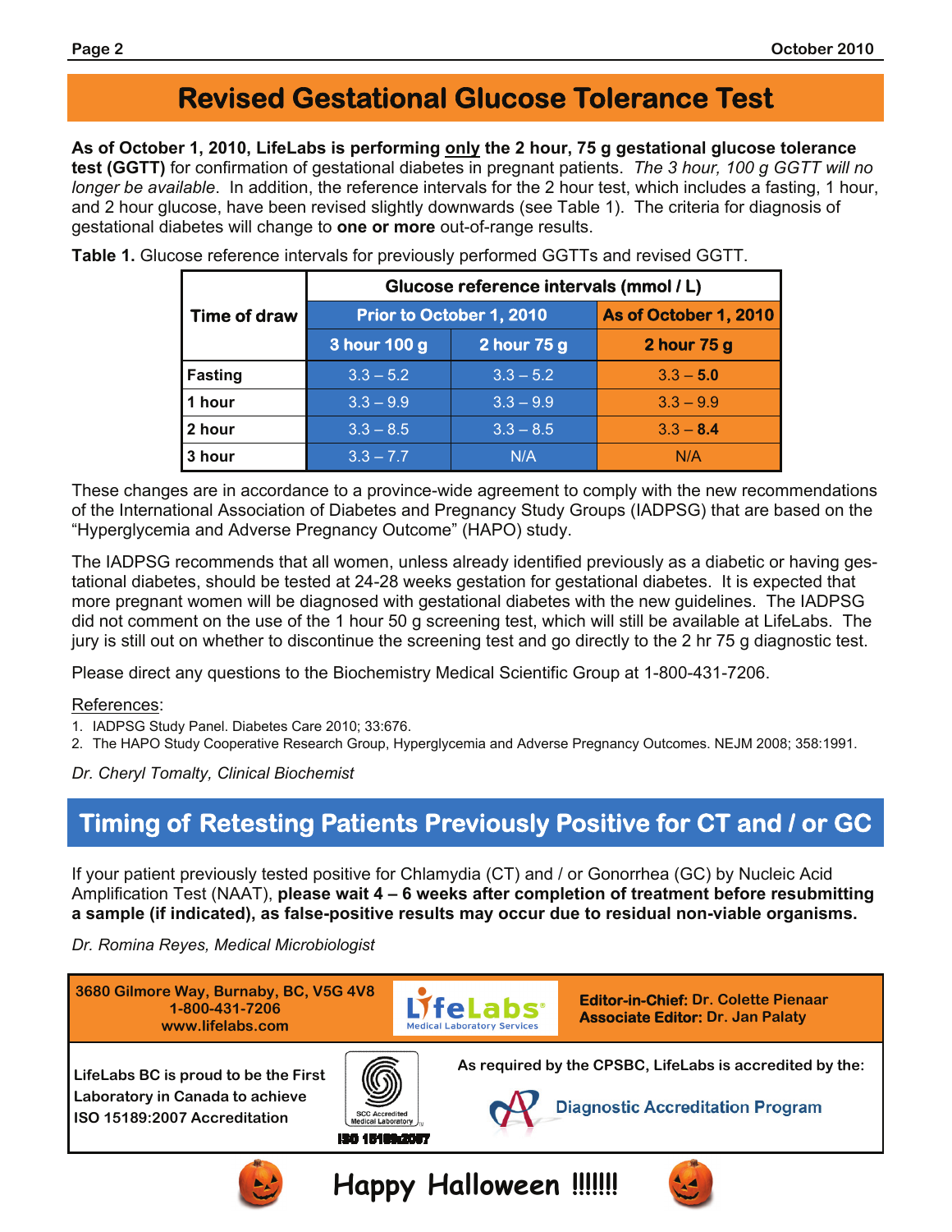## Revised Gestational Glucose Tolerance Test

**As of October 1, 2010, LifeLabs is performing only the 2 hour, 75 g gestational glucose tolerance test (GGTT)** for confirmation of gestational diabetes in pregnant patients. *The 3 hour, 100 g GGTT will no longer be available*. In addition, the reference intervals for the 2 hour test, which includes a fasting, 1 hour, and 2 hour glucose, have been revised slightly downwards (see Table 1). The criteria for diagnosis of gestational diabetes will change to **one or more** out-of-range results.

**Table 1.** Glucose reference intervals for previously performed GGTTs and revised GGTT.

| Time of draw | Glucose reference intervals (mmol / L) | | |
|---|---|---|---|
| | Prior to October 1, 2010 | | As of October 1, 2010 |
| | 3 hour 100 g | 2 hour 75 g | 2 hour 75 g |
| Fasting | 3.3 – 5.2 | 3.3 – 5.2 | 3.3 – **5.0** |
| 1 hour | 3.3 – 9.9 | 3.3 – 9.9 | 3.3 – 9.9 |
| 2 hour | 3.3 – 8.5 | 3.3 – 8.5 | 3.3 – **8.4** |
| 3 hour | 3.3 – 7.7 | N/A | N/A |

These changes are in accordance to a province-wide agreement to comply with the new recommendations of the International Association of Diabetes and Pregnancy Study Groups (IADPSG) that are based on the "Hyperglycemia and Adverse Pregnancy Outcome" (HAPO) study.

The IADPSG recommends that all women, unless already identified previously as a diabetic or having gestational diabetes, should be tested at 24-28 weeks gestation for gestational diabetes. It is expected that more pregnant women will be diagnosed with gestational diabetes with the new guidelines. The IADPSG did not comment on the use of the 1 hour 50 g screening test, which will still be available at LifeLabs. The jury is still out on whether to discontinue the screening test and go directly to the 2 hr 75 g diagnostic test.

Please direct any questions to the Biochemistry Medical Scientific Group at 1-800-431-7206.

References:

1. IADPSG Study Panel. Diabetes Care 2010; 33:676.
2. The HAPO Study Cooperative Research Group, Hyperglycemia and Adverse Pregnancy Outcomes. NEJM 2008; 358:1991.

*Dr. Cheryl Tomalty, Clinical Biochemist*

## Timing of Retesting Patients Previously Positive for CT and / or GC

If your patient previously tested positive for Chlamydia (CT) and / or Gonorrhea (GC) by Nucleic Acid Amplification Test (NAAT), **please wait 4 – 6 weeks after completion of treatment before resubmitting a sample (if indicated), as false-positive results may occur due to residual non-viable organisms.**

*Dr. Romina Reyes, Medical Microbiologist*

**3680 Gilmore Way, Burnaby, BC, V5G 4V8**
**1-800-431-7206**
**www.lifelabs.com**

LifeLabs Medical Laboratory Services

**Editor-in-Chief:** Dr. Colette Pienaar
**Associate Editor:** Dr. Jan Palaty

**LifeLabs BC is proud to be the First Laboratory in Canada to achieve ISO 15189:2007 Accreditation**

SCC Accredited Medical Laboratory ISO 15189:2007

As required by the CPSBC, LifeLabs is accredited by the:

Diagnostic Accreditation Program

Happy Halloween !!!!!!!